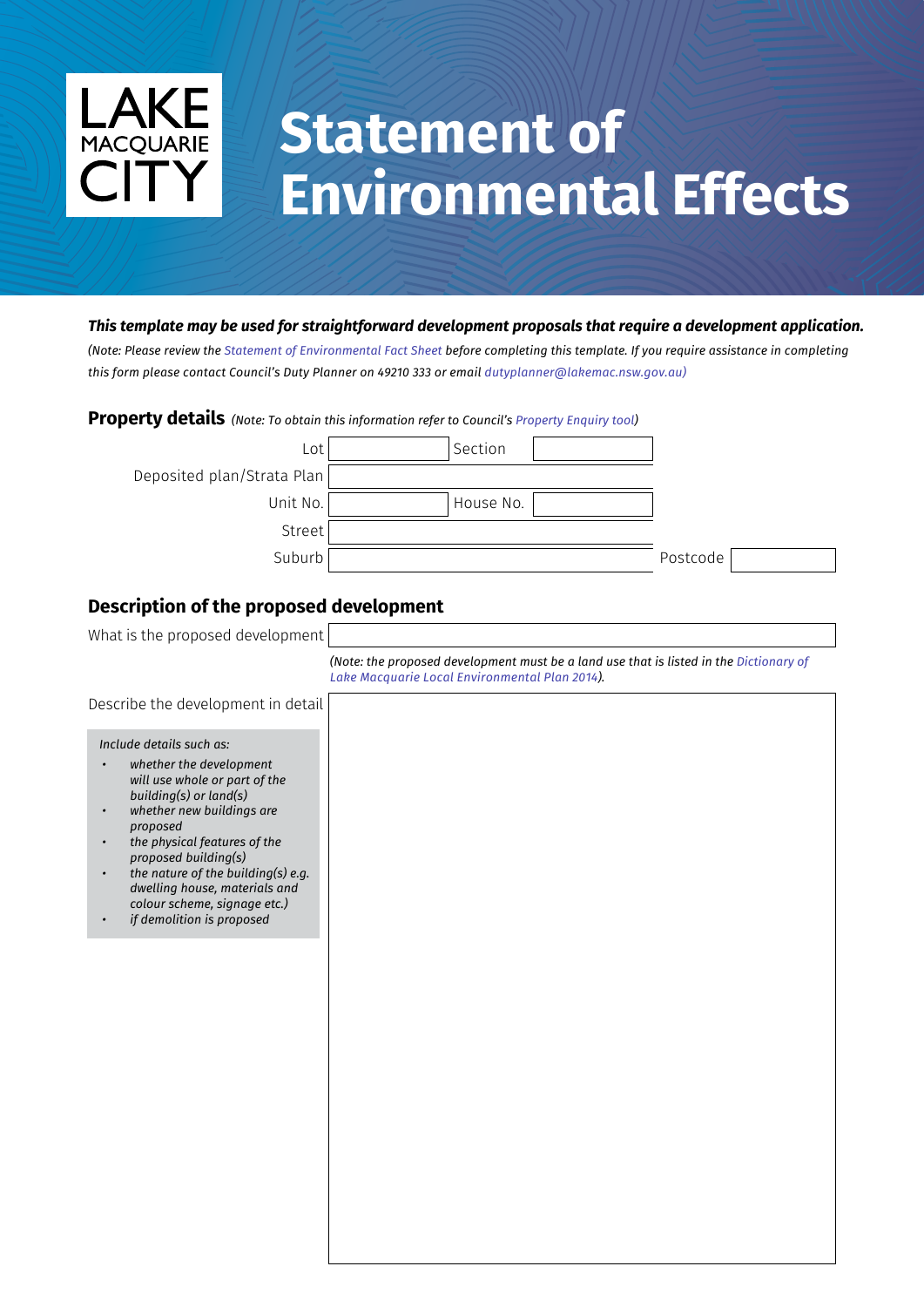LAKE MACQUARIE CITY

# Statement of Environmental Effects

***This template may be used for straightforward development proposals that require a development application.***

*(Note: Please review the Statement of Environmental Fact Sheet before completing this template. If you require assistance in completing this form please contact Council's Duty Planner on 49210 333 or email dutyplanner@lakemac.nsw.gov.au)*

## Property details

*(Note: To obtain this information refer to Council's Property Enquiry tool)*

| | | | |
|---|---|---|---|
| Lot | | Section | |
| Deposited plan/Strata Plan | | | |
| Unit No. | | House No. | |
| Street | | | |
| Suburb | | Postcode | |

## Description of the proposed development

What is the proposed development

*(Note: the proposed development must be a land use that is listed in the Dictionary of Lake Macquarie Local Environmental Plan 2014).*

Describe the development in detail

*Include details such as:*

- *whether the development will use whole or part of the building(s) or land(s)*
- *whether new buildings are proposed*
- *the physical features of the proposed building(s)*
- *the nature of the building(s) e.g. dwelling house, materials and colour scheme, signage etc.)*
- *if demolition is proposed*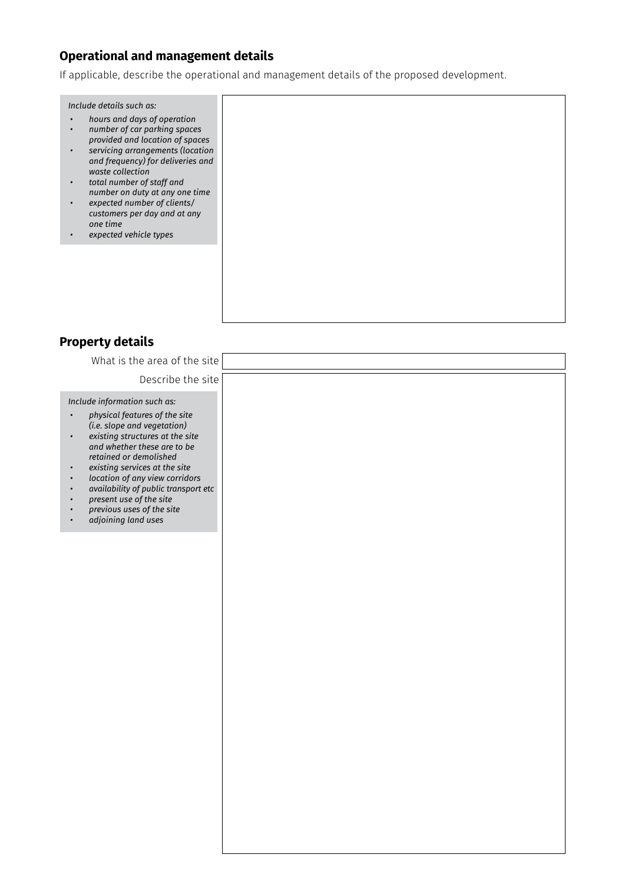## Operational and management details

If applicable, describe the operational and management details of the proposed development.

*Include details such as:*

- *hours and days of operation*
- *number of car parking spaces provided and location of spaces*
- *servicing arrangements (location and frequency) for deliveries and waste collection*
- *total number of staff and number on duty at any one time*
- *expected number of clients/customers per day and at any one time*
- *expected vehicle types*

## Property details

What is the area of the site

Describe the site

*Include information such as:*

- *physical features of the site (i.e. slope and vegetation)*
- *existing structures at the site and whether these are to be retained or demolished*
- *existing services at the site*
- *location of any view corridors*
- *availability of public transport etc*
- *present use of the site*
- *previous uses of the site*
- *adjoining land uses*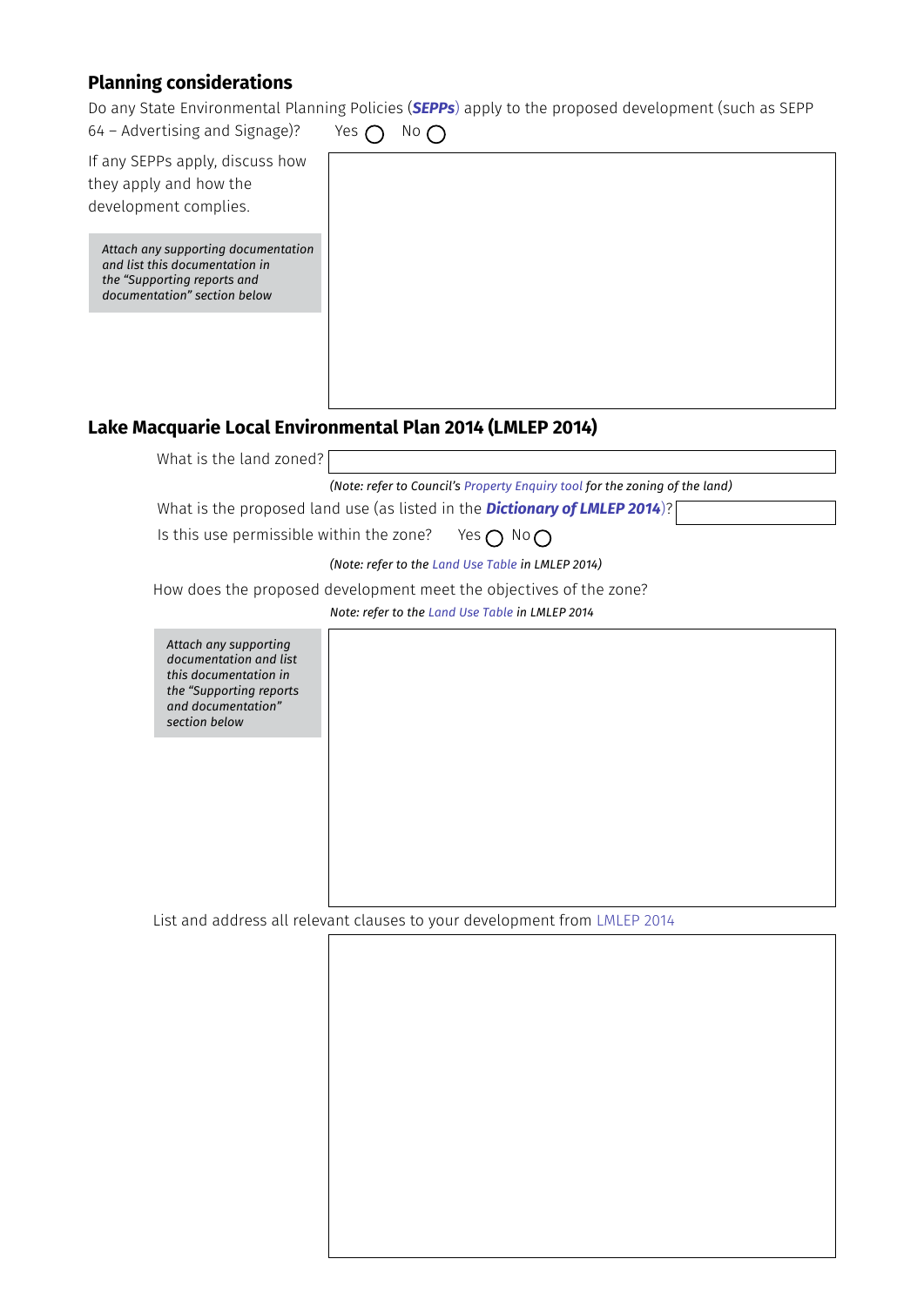## Planning considerations

Do any State Environmental Planning Policies (***SEPPs***) apply to the proposed development (such as SEPP 64 – Advertising and Signage)? Yes ◯ No ◯

If any SEPPs apply, discuss how they apply and how the development complies.

*Attach any supporting documentation and list this documentation in the "Supporting reports and documentation" section below*

## Lake Macquarie Local Environmental Plan 2014 (LMLEP 2014)

What is the land zoned?

*(Note: refer to Council's Property Enquiry tool for the zoning of the land)*

What is the proposed land use (as listed in the ***Dictionary of LMLEP 2014***)?

Is this use permissible within the zone? Yes ◯ No ◯

*(Note: refer to the Land Use Table in LMLEP 2014)*

How does the proposed development meet the objectives of the zone?

*Note: refer to the Land Use Table in LMLEP 2014*

*Attach any supporting documentation and list this documentation in the "Supporting reports and documentation" section below*

List and address all relevant clauses to your development from LMLEP 2014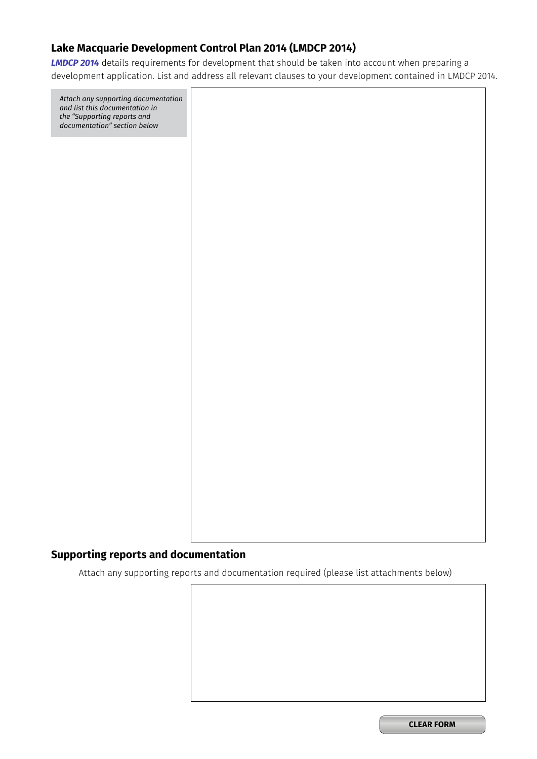## Lake Macquarie Development Control Plan 2014 (LMDCP 2014)

***LMDCP 2014*** details requirements for development that should be taken into account when preparing a development application. List and address all relevant clauses to your development contained in LMDCP 2014.

*Attach any supporting documentation and list this documentation in the "Supporting reports and documentation" section below*

## Supporting reports and documentation

Attach any supporting reports and documentation required (please list attachments below)

**CLEAR FORM**